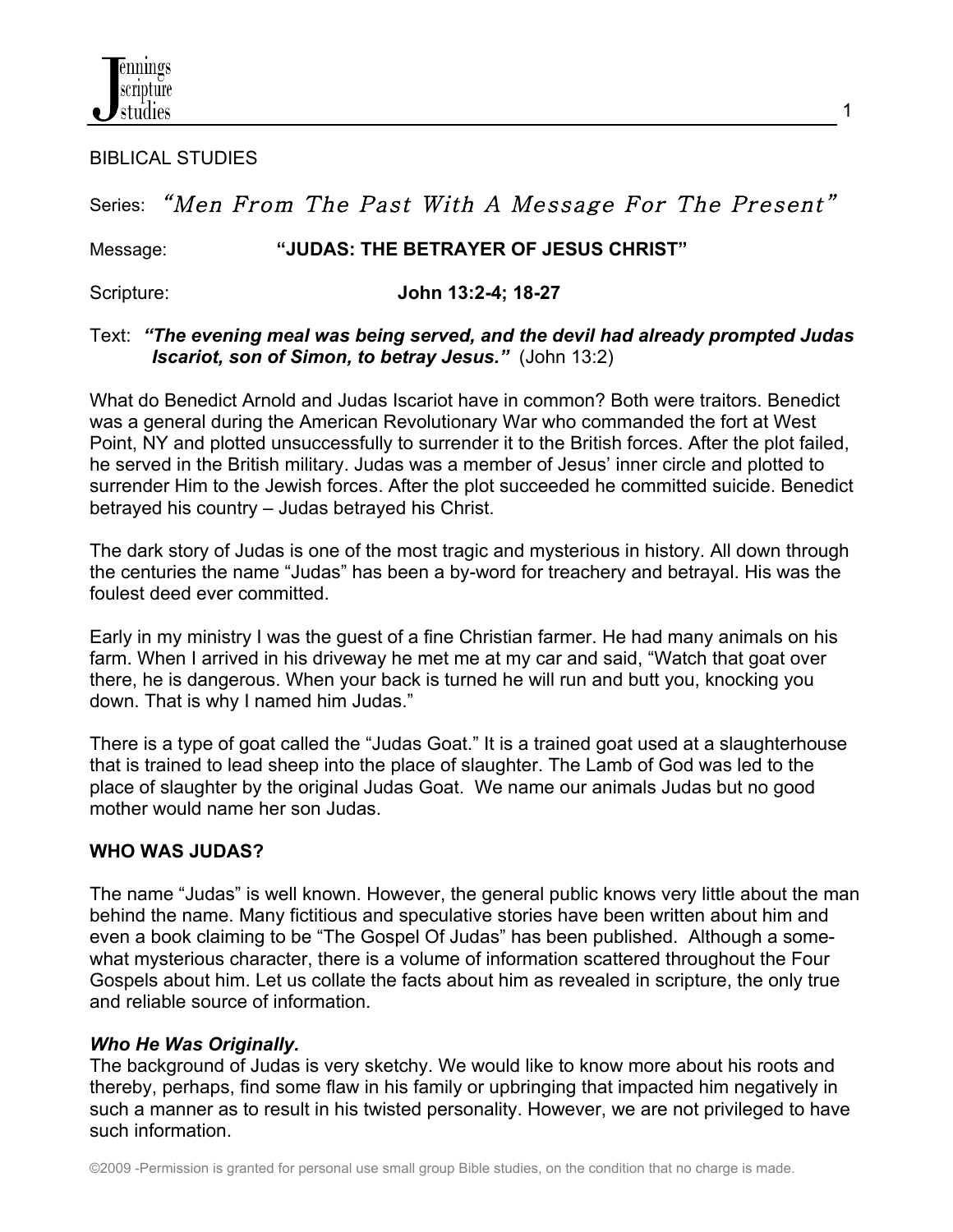BIBLICAL STUDIES

Series: *"Men From The Past With A Message For The Present"*

Message: **"JUDAS: THE BETRAYER OF JESUS CHRIST"**

Scripture: **John 13:2-4; 18-27**

Text: ***"The evening meal was being served, and the devil had already prompted Judas Iscariot, son of Simon, to betray Jesus."*** (John 13:2)

What do Benedict Arnold and Judas Iscariot have in common? Both were traitors. Benedict was a general during the American Revolutionary War who commanded the fort at West Point, NY and plotted unsuccessfully to surrender it to the British forces. After the plot failed, he served in the British military. Judas was a member of Jesus' inner circle and plotted to surrender Him to the Jewish forces. After the plot succeeded he committed suicide. Benedict betrayed his country – Judas betrayed his Christ.

The dark story of Judas is one of the most tragic and mysterious in history. All down through the centuries the name "Judas" has been a by-word for treachery and betrayal. His was the foulest deed ever committed.

Early in my ministry I was the guest of a fine Christian farmer. He had many animals on his farm. When I arrived in his driveway he met me at my car and said, "Watch that goat over there, he is dangerous. When your back is turned he will run and butt you, knocking you down. That is why I named him Judas."

There is a type of goat called the "Judas Goat." It is a trained goat used at a slaughterhouse that is trained to lead sheep into the place of slaughter. The Lamb of God was led to the place of slaughter by the original Judas Goat. We name our animals Judas but no good mother would name her son Judas.

## WHO WAS JUDAS?

The name "Judas" is well known. However, the general public knows very little about the man behind the name. Many fictitious and speculative stories have been written about him and even a book claiming to be "The Gospel Of Judas" has been published. Although a somewhat mysterious character, there is a volume of information scattered throughout the Four Gospels about him. Let us collate the facts about him as revealed in scripture, the only true and reliable source of information.

### *Who He Was Originally.*

The background of Judas is very sketchy. We would like to know more about his roots and thereby, perhaps, find some flaw in his family or upbringing that impacted him negatively in such a manner as to result in his twisted personality. However, we are not privileged to have such information.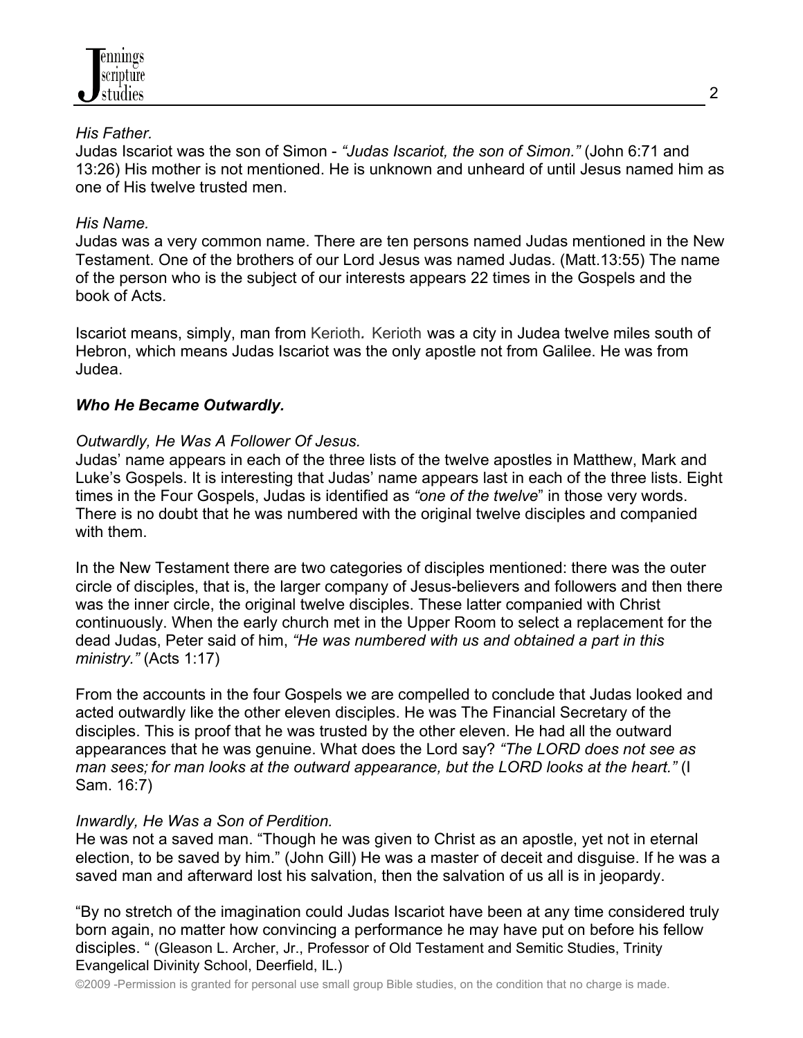*His Father.*
Judas Iscariot was the son of Simon - *"Judas Iscariot, the son of Simon."* (John 6:71 and 13:26) His mother is not mentioned. He is unknown and unheard of until Jesus named him as one of His twelve trusted men.

*His Name.*
Judas was a very common name. There are ten persons named Judas mentioned in the New Testament. One of the brothers of our Lord Jesus was named Judas. (Matt.13:55) The name of the person who is the subject of our interests appears 22 times in the Gospels and the book of Acts.

Iscariot means, simply, man from Kerioth*.* Kerioth was a city in Judea twelve miles south of Hebron, which means Judas Iscariot was the only apostle not from Galilee. He was from Judea.

***Who He Became Outwardly.***

*Outwardly, He Was A Follower Of Jesus.*
Judas' name appears in each of the three lists of the twelve apostles in Matthew, Mark and Luke's Gospels. It is interesting that Judas' name appears last in each of the three lists. Eight times in the Four Gospels, Judas is identified as *"one of the twelve*" in those very words. There is no doubt that he was numbered with the original twelve disciples and companied with them.

In the New Testament there are two categories of disciples mentioned: there was the outer circle of disciples, that is, the larger company of Jesus-believers and followers and then there was the inner circle, the original twelve disciples. These latter companied with Christ continuously. When the early church met in the Upper Room to select a replacement for the dead Judas, Peter said of him, *"He was numbered with us and obtained a part in this ministry."* (Acts 1:17)

From the accounts in the four Gospels we are compelled to conclude that Judas looked and acted outwardly like the other eleven disciples. He was The Financial Secretary of the disciples. This is proof that he was trusted by the other eleven. He had all the outward appearances that he was genuine. What does the Lord say? *"The LORD does not see as man sees; for man looks at the outward appearance, but the LORD looks at the heart."* (I Sam. 16:7)

*Inwardly, He Was a Son of Perdition.*
He was not a saved man. "Though he was given to Christ as an apostle, yet not in eternal election, to be saved by him." (John Gill) He was a master of deceit and disguise. If he was a saved man and afterward lost his salvation, then the salvation of us all is in jeopardy.

"By no stretch of the imagination could Judas Iscariot have been at any time considered truly born again, no matter how convincing a performance he may have put on before his fellow disciples. " (Gleason L. Archer, Jr., Professor of Old Testament and Semitic Studies, Trinity Evangelical Divinity School, Deerfield, IL.)

©2009 -Permission is granted for personal use small group Bible studies, on the condition that no charge is made.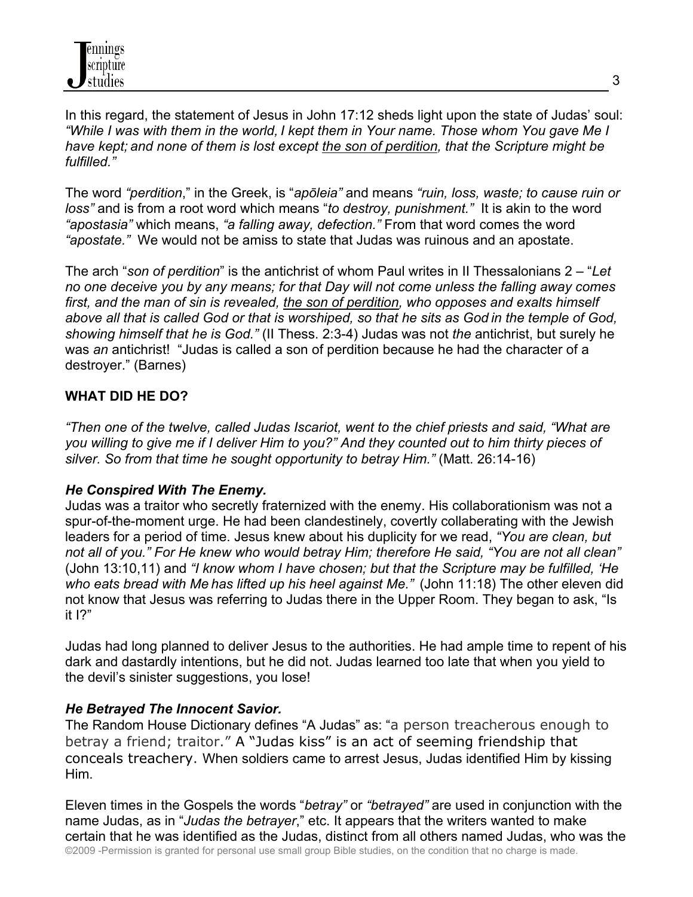In this regard, the statement of Jesus in John 17:12 sheds light upon the state of Judas' soul: *"While I was with them in the world, I kept them in Your name. Those whom You gave Me I have kept; and none of them is lost except <u>the son of perdition</u>, that the Scripture might be fulfilled."*

The word *"perdition*," in the Greek, is "*apōleia"* and means *"ruin, loss, waste; to cause ruin or loss"* and is from a root word which means "*to destroy, punishment."* It is akin to the word *"apostasia"* which means, *"a falling away, defection."* From that word comes the word *"apostate."* We would not be amiss to state that Judas was ruinous and an apostate.

The arch "*son of perdition*" is the antichrist of whom Paul writes in II Thessalonians 2 – "*Let no one deceive you by any means; for that Day will not come unless the falling away comes first, and the man of sin is revealed, <u>the son of perdition</u>, who opposes and exalts himself above all that is called God or that is worshiped, so that he sits as God in the temple of God, showing himself that he is God."* (II Thess. 2:3-4) Judas was not *the* antichrist, but surely he was *an* antichrist! "Judas is called a son of perdition because he had the character of a destroyer." (Barnes)

## WHAT DID HE DO?

*"Then one of the twelve, called Judas Iscariot, went to the chief priests and said, "What are you willing to give me if I deliver Him to you?" And they counted out to him thirty pieces of silver. So from that time he sought opportunity to betray Him."* (Matt. 26:14-16)

### *He Conspired With The Enemy.*

Judas was a traitor who secretly fraternized with the enemy. His collaborationism was not a spur-of-the-moment urge. He had been clandestinely, covertly collaberating with the Jewish leaders for a period of time. Jesus knew about his duplicity for we read, *"You are clean, but not all of you." For He knew who would betray Him; therefore He said, "You are not all clean"* (John 13:10,11) and *"I know whom I have chosen; but that the Scripture may be fulfilled, 'He who eats bread with Me has lifted up his heel against Me."* (John 11:18) The other eleven did not know that Jesus was referring to Judas there in the Upper Room. They began to ask, "Is it I?"

Judas had long planned to deliver Jesus to the authorities. He had ample time to repent of his dark and dastardly intentions, but he did not. Judas learned too late that when you yield to the devil's sinister suggestions, you lose!

### *He Betrayed The Innocent Savior.*

The Random House Dictionary defines "A Judas" as: "a person treacherous enough to betray a friend; traitor." A "Judas kiss" is an act of seeming friendship that conceals treachery. When soldiers came to arrest Jesus, Judas identified Him by kissing Him.

Eleven times in the Gospels the words "*betray"* or *"betrayed"* are used in conjunction with the name Judas, as in "*Judas the betrayer*," etc. It appears that the writers wanted to make certain that he was identified as the Judas, distinct from all others named Judas, who was the

©2009 -Permission is granted for personal use small group Bible studies, on the condition that no charge is made.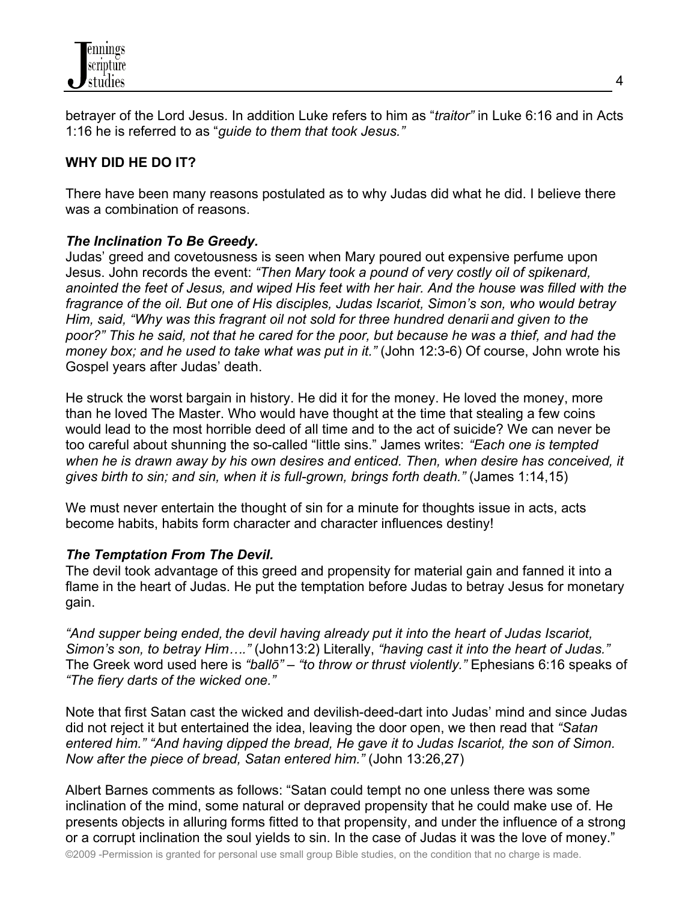betrayer of the Lord Jesus. In addition Luke refers to him as "*traitor"* in Luke 6:16 and in Acts 1:16 he is referred to as "*guide to them that took Jesus."*

**WHY DID HE DO IT?**

There have been many reasons postulated as to why Judas did what he did. I believe there was a combination of reasons.

***The Inclination To Be Greedy.***

Judas' greed and covetousness is seen when Mary poured out expensive perfume upon Jesus. John records the event: *"Then Mary took a pound of very costly oil of spikenard, anointed the feet of Jesus, and wiped His feet with her hair. And the house was filled with the fragrance of the oil. But one of His disciples, Judas Iscariot, Simon's son, who would betray Him, said, "Why was this fragrant oil not sold for three hundred denarii and given to the poor?" This he said, not that he cared for the poor, but because he was a thief, and had the money box; and he used to take what was put in it."* (John 12:3-6) Of course, John wrote his Gospel years after Judas' death.

He struck the worst bargain in history. He did it for the money. He loved the money, more than he loved The Master. Who would have thought at the time that stealing a few coins would lead to the most horrible deed of all time and to the act of suicide? We can never be too careful about shunning the so-called "little sins." James writes: *"Each one is tempted when he is drawn away by his own desires and enticed. Then, when desire has conceived, it gives birth to sin; and sin, when it is full-grown, brings forth death."* (James 1:14,15)

We must never entertain the thought of sin for a minute for thoughts issue in acts, acts become habits, habits form character and character influences destiny!

***The Temptation From The Devil.***

The devil took advantage of this greed and propensity for material gain and fanned it into a flame in the heart of Judas. He put the temptation before Judas to betray Jesus for monetary gain.

*"And supper being ended, the devil having already put it into the heart of Judas Iscariot, Simon's son, to betray Him…."* (John13:2) Literally, *"having cast it into the heart of Judas."* The Greek word used here is *"ballō" – "to throw or thrust violently."* Ephesians 6:16 speaks of *"The fiery darts of the wicked one."*

Note that first Satan cast the wicked and devilish-deed-dart into Judas' mind and since Judas did not reject it but entertained the idea, leaving the door open, we then read that *"Satan entered him." "And having dipped the bread, He gave it to Judas Iscariot, the son of Simon. Now after the piece of bread, Satan entered him."* (John 13:26,27)

Albert Barnes comments as follows: "Satan could tempt no one unless there was some inclination of the mind, some natural or depraved propensity that he could make use of. He presents objects in alluring forms fitted to that propensity, and under the influence of a strong or a corrupt inclination the soul yields to sin. In the case of Judas it was the love of money."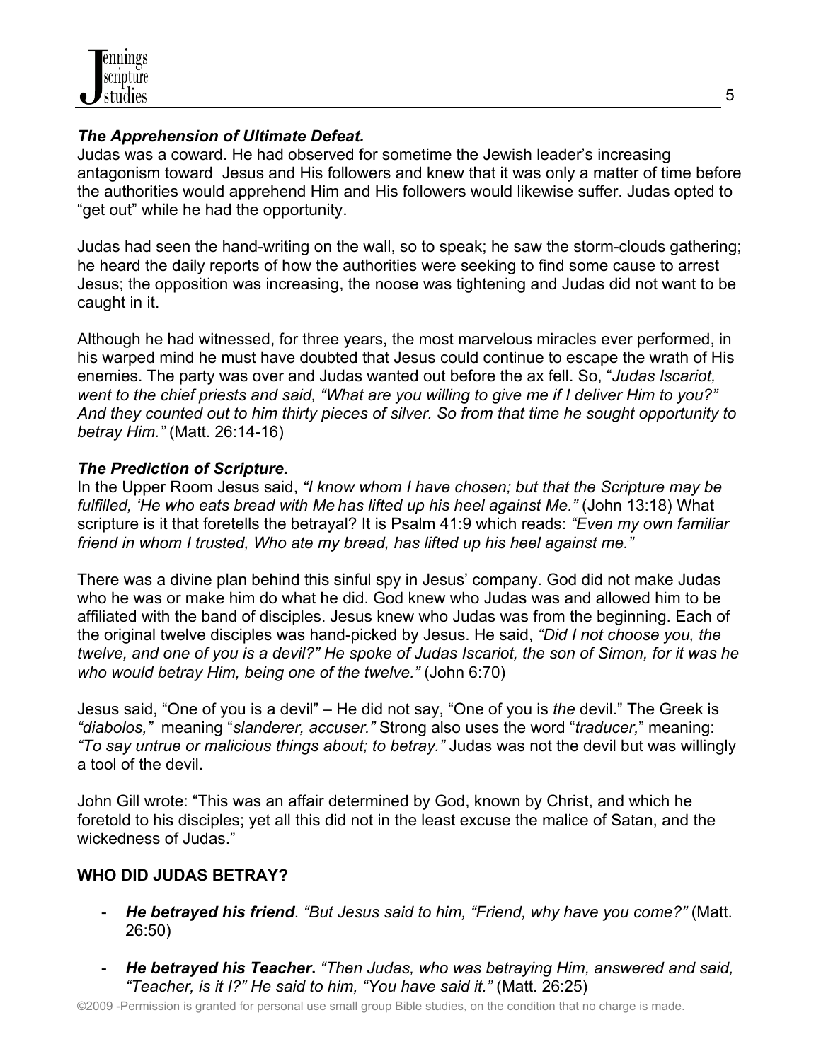***The Apprehension of Ultimate Defeat.***
Judas was a coward. He had observed for sometime the Jewish leader's increasing antagonism toward Jesus and His followers and knew that it was only a matter of time before the authorities would apprehend Him and His followers would likewise suffer. Judas opted to "get out" while he had the opportunity.

Judas had seen the hand-writing on the wall, so to speak; he saw the storm-clouds gathering; he heard the daily reports of how the authorities were seeking to find some cause to arrest Jesus; the opposition was increasing, the noose was tightening and Judas did not want to be caught in it.

Although he had witnessed, for three years, the most marvelous miracles ever performed, in his warped mind he must have doubted that Jesus could continue to escape the wrath of His enemies. The party was over and Judas wanted out before the ax fell. So, "*Judas Iscariot, went to the chief priests and said, "What are you willing to give me if I deliver Him to you?" And they counted out to him thirty pieces of silver. So from that time he sought opportunity to betray Him."* (Matt. 26:14-16)

***The Prediction of Scripture.***
In the Upper Room Jesus said, *"I know whom I have chosen; but that the Scripture may be fulfilled, 'He who eats bread with Me has lifted up his heel against Me."* (John 13:18) What scripture is it that foretells the betrayal? It is Psalm 41:9 which reads: *"Even my own familiar friend in whom I trusted, Who ate my bread, has lifted up his heel against me."*

There was a divine plan behind this sinful spy in Jesus' company. God did not make Judas who he was or make him do what he did. God knew who Judas was and allowed him to be affiliated with the band of disciples. Jesus knew who Judas was from the beginning. Each of the original twelve disciples was hand-picked by Jesus. He said, *"Did I not choose you, the twelve, and one of you is a devil?" He spoke of Judas Iscariot, the son of Simon, for it was he who would betray Him, being one of the twelve."* (John 6:70)

Jesus said, "One of you is a devil" – He did not say, "One of you is *the* devil." The Greek is *"diabolos,"* meaning "*slanderer, accuser."* Strong also uses the word "*traducer*," meaning: *"To say untrue or malicious things about; to betray."* Judas was not the devil but was willingly a tool of the devil.

John Gill wrote: "This was an affair determined by God, known by Christ, and which he foretold to his disciples; yet all this did not in the least excuse the malice of Satan, and the wickedness of Judas."

**WHO DID JUDAS BETRAY?**

- ***He betrayed his friend***. *"But Jesus said to him, "Friend, why have you come?"* (Matt. 26:50)

- ***He betrayed his Teacher***. *"Then Judas, who was betraying Him, answered and said, "Teacher, is it I?" He said to him, "You have said it."* (Matt. 26:25)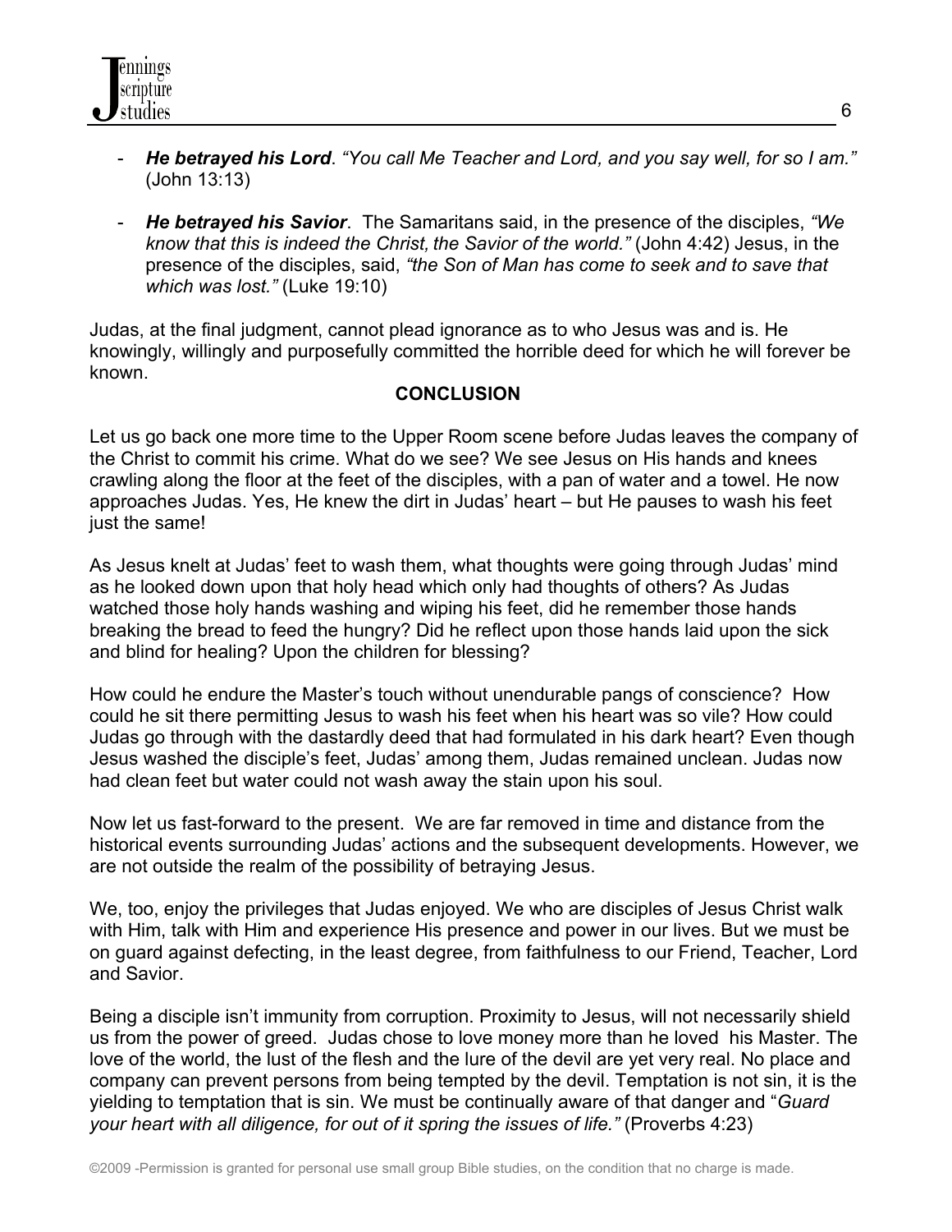- ***He betrayed his Lord***. *"You call Me Teacher and Lord, and you say well, for so I am."* (John 13:13)

- ***He betrayed his Savior***. The Samaritans said, in the presence of the disciples, *"We know that this is indeed the Christ, the Savior of the world."* (John 4:42) Jesus, in the presence of the disciples, said, *"the Son of Man has come to seek and to save that which was lost."* (Luke 19:10)

Judas, at the final judgment, cannot plead ignorance as to who Jesus was and is. He knowingly, willingly and purposefully committed the horrible deed for which he will forever be known.

**CONCLUSION**

Let us go back one more time to the Upper Room scene before Judas leaves the company of the Christ to commit his crime. What do we see? We see Jesus on His hands and knees crawling along the floor at the feet of the disciples, with a pan of water and a towel. He now approaches Judas. Yes, He knew the dirt in Judas' heart – but He pauses to wash his feet just the same!

As Jesus knelt at Judas' feet to wash them, what thoughts were going through Judas' mind as he looked down upon that holy head which only had thoughts of others? As Judas watched those holy hands washing and wiping his feet, did he remember those hands breaking the bread to feed the hungry? Did he reflect upon those hands laid upon the sick and blind for healing? Upon the children for blessing?

How could he endure the Master's touch without unendurable pangs of conscience? How could he sit there permitting Jesus to wash his feet when his heart was so vile? How could Judas go through with the dastardly deed that had formulated in his dark heart? Even though Jesus washed the disciple's feet, Judas' among them, Judas remained unclean. Judas now had clean feet but water could not wash away the stain upon his soul.

Now let us fast-forward to the present. We are far removed in time and distance from the historical events surrounding Judas' actions and the subsequent developments. However, we are not outside the realm of the possibility of betraying Jesus.

We, too, enjoy the privileges that Judas enjoyed. We who are disciples of Jesus Christ walk with Him, talk with Him and experience His presence and power in our lives. But we must be on guard against defecting, in the least degree, from faithfulness to our Friend, Teacher, Lord and Savior.

Being a disciple isn't immunity from corruption. Proximity to Jesus, will not necessarily shield us from the power of greed. Judas chose to love money more than he loved his Master. The love of the world, the lust of the flesh and the lure of the devil are yet very real. No place and company can prevent persons from being tempted by the devil. Temptation is not sin, it is the yielding to temptation that is sin. We must be continually aware of that danger and "*Guard your heart with all diligence, for out of it spring the issues of life."* (Proverbs 4:23)

©2009 -Permission is granted for personal use small group Bible studies, on the condition that no charge is made.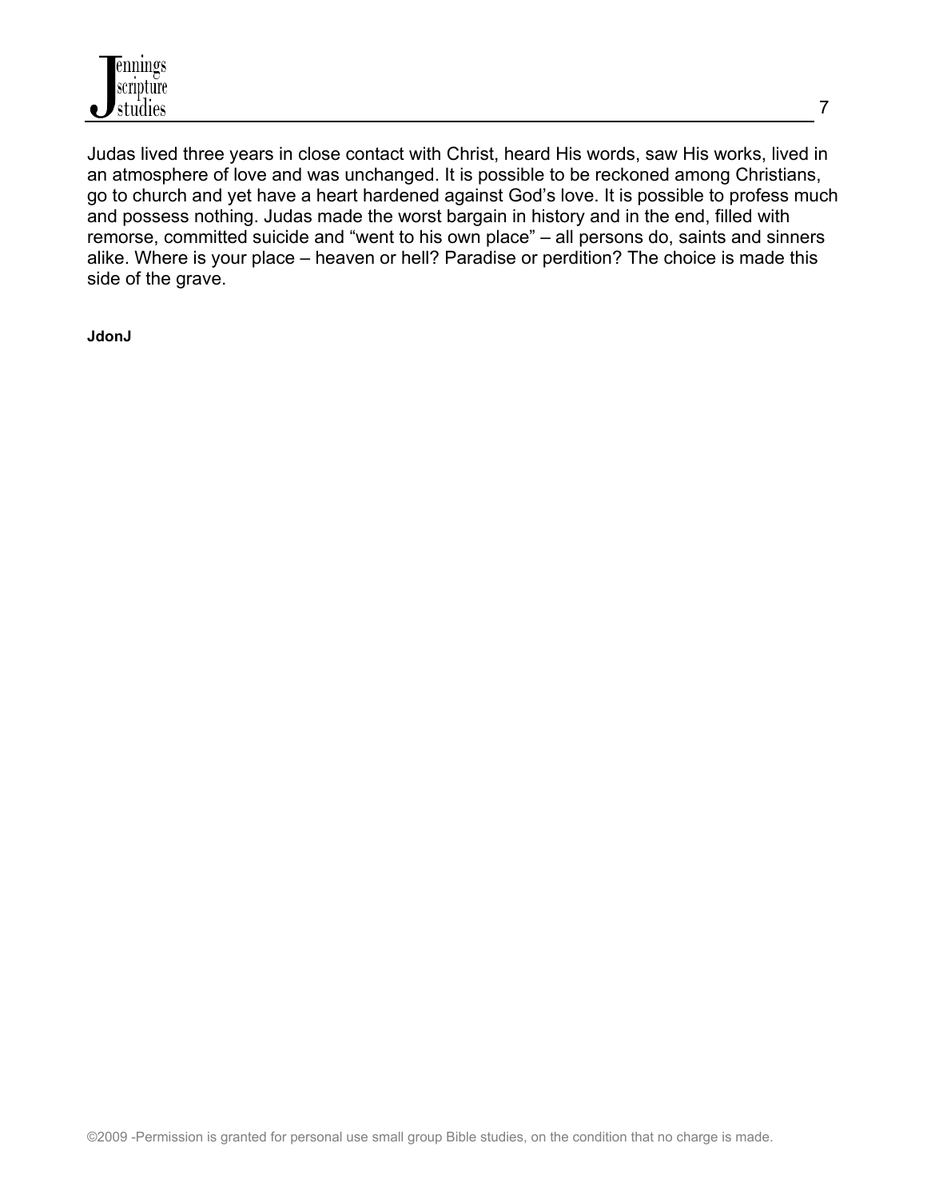Judas lived three years in close contact with Christ, heard His words, saw His works, lived in an atmosphere of love and was unchanged. It is possible to be reckoned among Christians, go to church and yet have a heart hardened against God's love. It is possible to profess much and possess nothing. Judas made the worst bargain in history and in the end, filled with remorse, committed suicide and "went to his own place" – all persons do, saints and sinners alike. Where is your place – heaven or hell? Paradise or perdition? The choice is made this side of the grave.

**JdonJ**